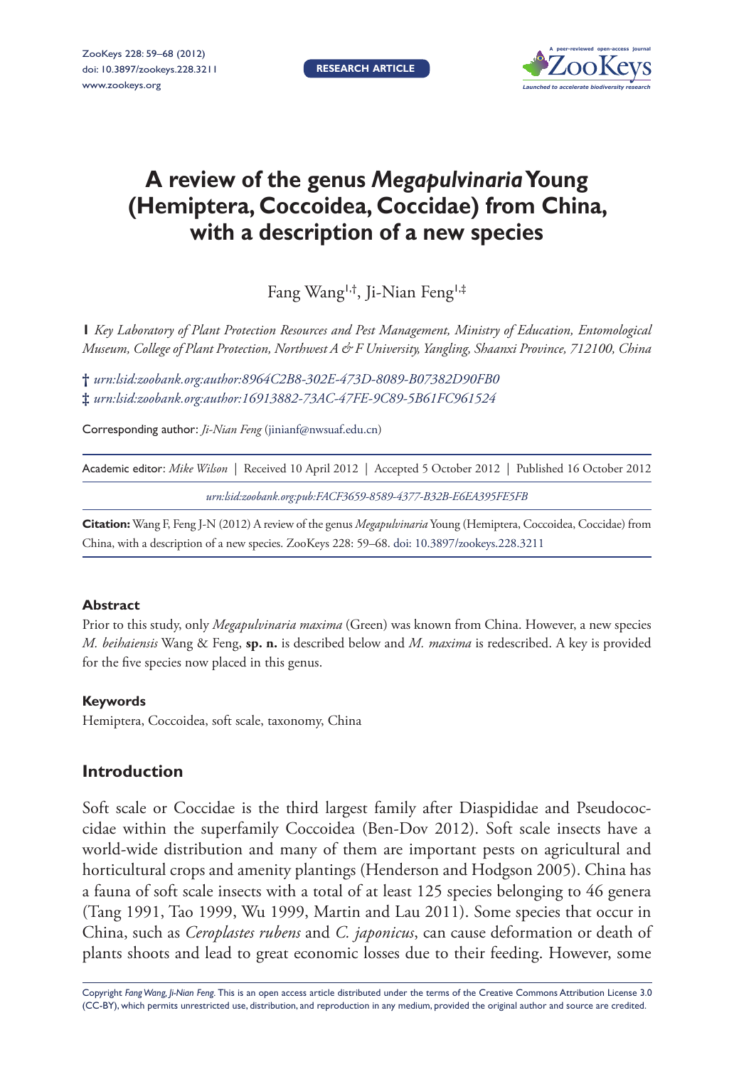# A review of the genus *Megapulvinaria* Young (Hemiptera, Coccoidea, Coccidae) from China, with a description of a new species

Fang Wang[1,†], Ji-Nian Feng[1,‡]

**1** *Key Laboratory of Plant Protection Resources and Pest Management, Ministry of Education, Entomological Museum, College of Plant Protection, Northwest A & F University, Yangling, Shaanxi Province, 712100, China*

† *urn:lsid:zoobank.org:author:8964C2B8-302E-473D-8089-B07382D90FB0*
‡ *urn:lsid:zoobank.org:author:16913882-73AC-47FE-9C89-5B61FC961524*

Corresponding author: *Ji-Nian Feng* (jinianf@nwsuaf.edu.cn)

Academic editor: *Mike Wilson* | Received 10 April 2012 | Accepted 5 October 2012 | Published 16 October 2012

*urn:lsid:zoobank.org:pub:FACF3659-8589-4377-B32B-E6EA395FE5FB*

**Citation:** Wang F, Feng J-N (2012) A review of the genus *Megapulvinaria* Young (Hemiptera, Coccoidea, Coccidae) from China, with a description of a new species. ZooKeys 228: 59–68. doi: 10.3897/zookeys.228.3211

### Abstract

Prior to this study, only *Megapulvinaria maxima* (Green) was known from China. However, a new species *M. beihaiensis* Wang & Feng, **sp. n.** is described below and *M. maxima* is redescribed. A key is provided for the five species now placed in this genus.

### Keywords

Hemiptera, Coccoidea, soft scale, taxonomy, China

## Introduction

Soft scale or Coccidae is the third largest family after Diaspididae and Pseudococcidae within the superfamily Coccoidea (Ben-Dov 2012). Soft scale insects have a world-wide distribution and many of them are important pests on agricultural and horticultural crops and amenity plantings (Henderson and Hodgson 2005). China has a fauna of soft scale insects with a total of at least 125 species belonging to 46 genera (Tang 1991, Tao 1999, Wu 1999, Martin and Lau 2011). Some species that occur in China, such as *Ceroplastes rubens* and *C. japonicus*, can cause deformation or death of plants shoots and lead to great economic losses due to their feeding. However, some

Copyright *Fang Wang, Ji-Nian Feng*. This is an open access article distributed under the terms of the Creative Commons Attribution License 3.0 (CC-BY), which permits unrestricted use, distribution, and reproduction in any medium, provided the original author and source are credited.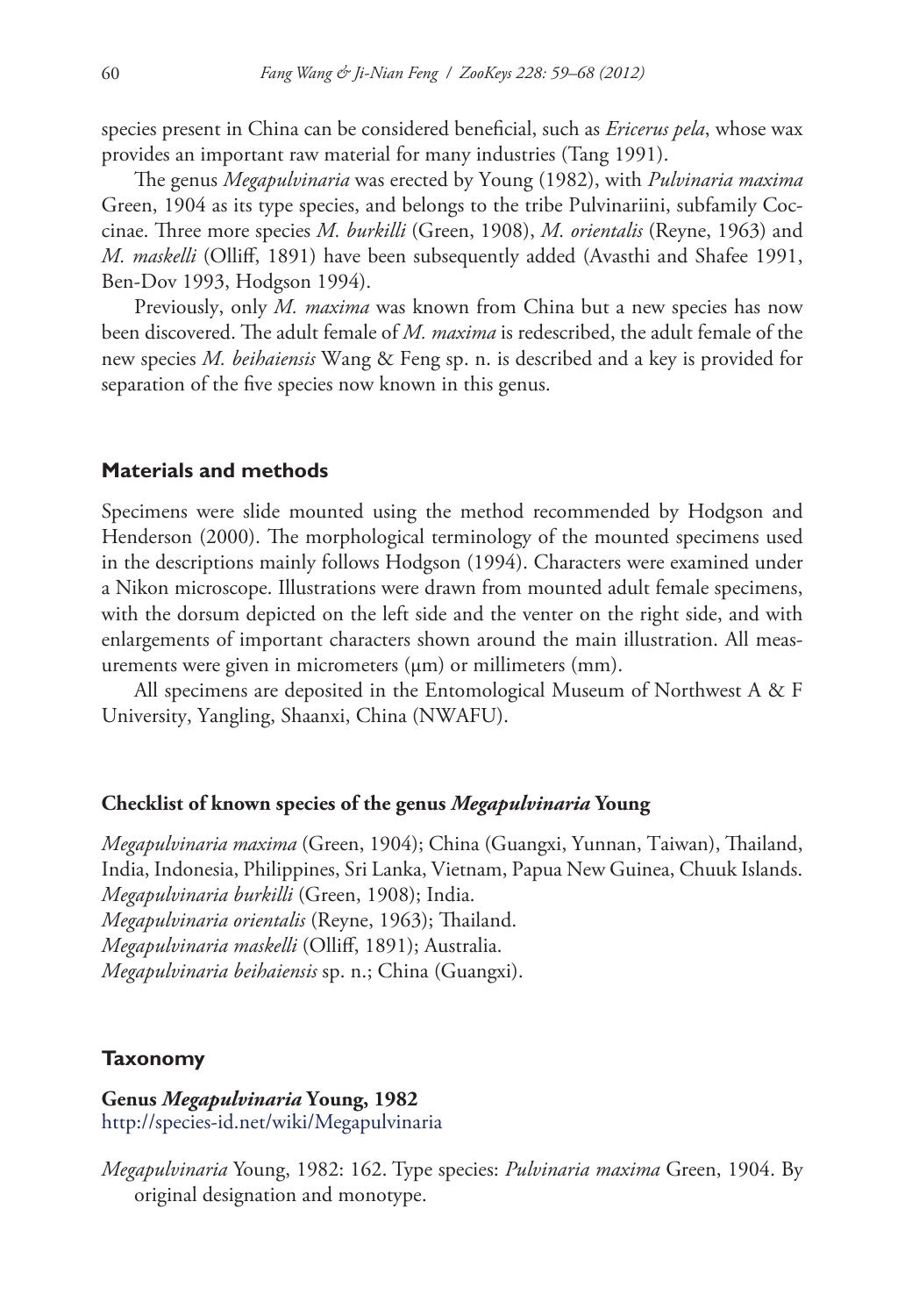species present in China can be considered beneficial, such as *Ericerus pela*, whose wax provides an important raw material for many industries (Tang 1991).

The genus *Megapulvinaria* was erected by Young (1982), with *Pulvinaria maxima* Green, 1904 as its type species, and belongs to the tribe Pulvinariini, subfamily Coccinae. Three more species *M. burkilli* (Green, 1908), *M. orientalis* (Reyne, 1963) and *M. maskelli* (Olliff, 1891) have been subsequently added (Avasthi and Shafee 1991, Ben-Dov 1993, Hodgson 1994).

Previously, only *M. maxima* was known from China but a new species has now been discovered. The adult female of *M. maxima* is redescribed, the adult female of the new species *M. beihaiensis* Wang & Feng sp. n. is described and a key is provided for separation of the five species now known in this genus.

## Materials and methods

Specimens were slide mounted using the method recommended by Hodgson and Henderson (2000). The morphological terminology of the mounted specimens used in the descriptions mainly follows Hodgson (1994). Characters were examined under a Nikon microscope. Illustrations were drawn from mounted adult female specimens, with the dorsum depicted on the left side and the venter on the right side, and with enlargements of important characters shown around the main illustration. All measurements were given in micrometers (μm) or millimeters (mm).

All specimens are deposited in the Entomological Museum of Northwest A & F University, Yangling, Shaanxi, China (NWAFU).

### Checklist of known species of the genus *Megapulvinaria* Young

*Megapulvinaria maxima* (Green, 1904); China (Guangxi, Yunnan, Taiwan), Thailand, India, Indonesia, Philippines, Sri Lanka, Vietnam, Papua New Guinea, Chuuk Islands.
*Megapulvinaria burkilli* (Green, 1908); India.
*Megapulvinaria orientalis* (Reyne, 1963); Thailand.
*Megapulvinaria maskelli* (Olliff, 1891); Australia.
*Megapulvinaria beihaiensis* sp. n.; China (Guangxi).

## Taxonomy

**Genus *Megapulvinaria* Young, 1982**
http://species-id.net/wiki/Megapulvinaria

*Megapulvinaria* Young, 1982: 162. Type species: *Pulvinaria maxima* Green, 1904. By original designation and monotype.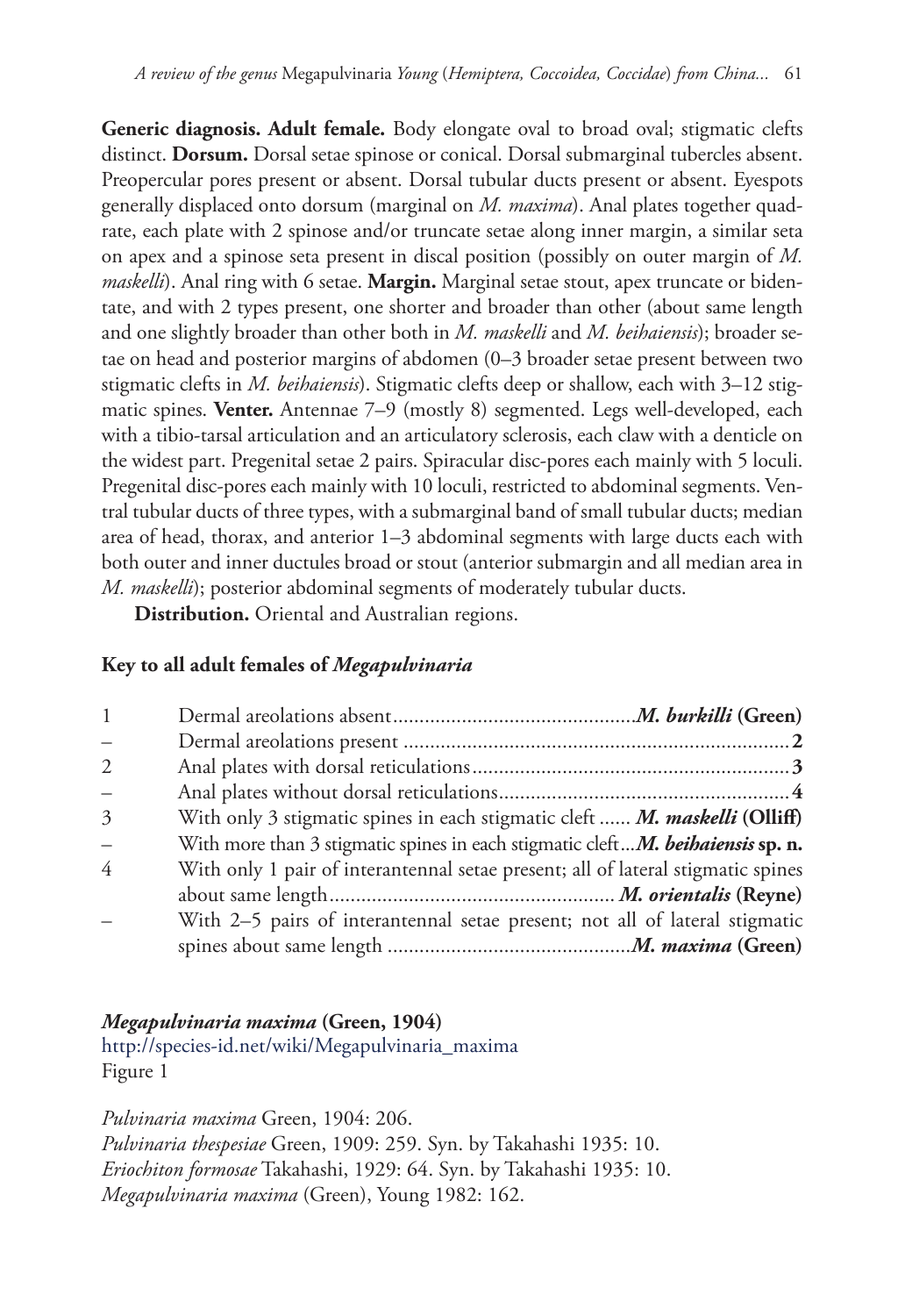**Generic diagnosis. Adult female.** Body elongate oval to broad oval; stigmatic clefts distinct. **Dorsum.** Dorsal setae spinose or conical. Dorsal submarginal tubercles absent. Preopercular pores present or absent. Dorsal tubular ducts present or absent. Eyespots generally displaced onto dorsum (marginal on *M. maxima*). Anal plates together quadrate, each plate with 2 spinose and/or truncate setae along inner margin, a similar seta on apex and a spinose seta present in discal position (possibly on outer margin of *M. maskelli*). Anal ring with 6 setae. **Margin.** Marginal setae stout, apex truncate or bidentate, and with 2 types present, one shorter and broader than other (about same length and one slightly broader than other both in *M. maskelli* and *M. beihaiensis*); broader setae on head and posterior margins of abdomen (0–3 broader setae present between two stigmatic clefts in *M. beihaiensis*). Stigmatic clefts deep or shallow, each with 3–12 stigmatic spines. **Venter.** Antennae 7–9 (mostly 8) segmented. Legs well-developed, each with a tibio-tarsal articulation and an articulatory sclerosis, each claw with a denticle on the widest part. Pregenital setae 2 pairs. Spiracular disc-pores each mainly with 5 loculi. Pregenital disc-pores each mainly with 10 loculi, restricted to abdominal segments. Ventral tubular ducts of three types, with a submarginal band of small tubular ducts; median area of head, thorax, and anterior 1–3 abdominal segments with large ducts each with both outer and inner ductules broad or stout (anterior submargin and all median area in *M. maskelli*); posterior abdominal segments of moderately tubular ducts.

**Distribution.** Oriental and Australian regions.

### Key to all adult females of *Megapulvinaria*

| | | |
|---|---|---|
| 1 | Dermal areolations absent | ***M. burkilli* (Green)** |
| – | Dermal areolations present | **2** |
| 2 | Anal plates with dorsal reticulations | **3** |
| – | Anal plates without dorsal reticulations | **4** |
| 3 | With only 3 stigmatic spines in each stigmatic cleft | ***M. maskelli* (Olliff)** |
| – | With more than 3 stigmatic spines in each stigmatic cleft | ***M. beihaiensis* sp. n.** |
| 4 | With only 1 pair of interantennal setae present; all of lateral stigmatic spines about same length | ***M. orientalis* (Reyne)** |
| – | With 2–5 pairs of interantennal setae present; not all of lateral stigmatic spines about same length | ***M. maxima* (Green)** |

### *Megapulvinaria maxima* (Green, 1904)

http://species-id.net/wiki/Megapulvinaria_maxima

Figure 1

*Pulvinaria maxima* Green, 1904: 206.
*Pulvinaria thespesiae* Green, 1909: 259. Syn. by Takahashi 1935: 10.
*Eriochiton formosae* Takahashi, 1929: 64. Syn. by Takahashi 1935: 10.
*Megapulvinaria maxima* (Green), Young 1982: 162.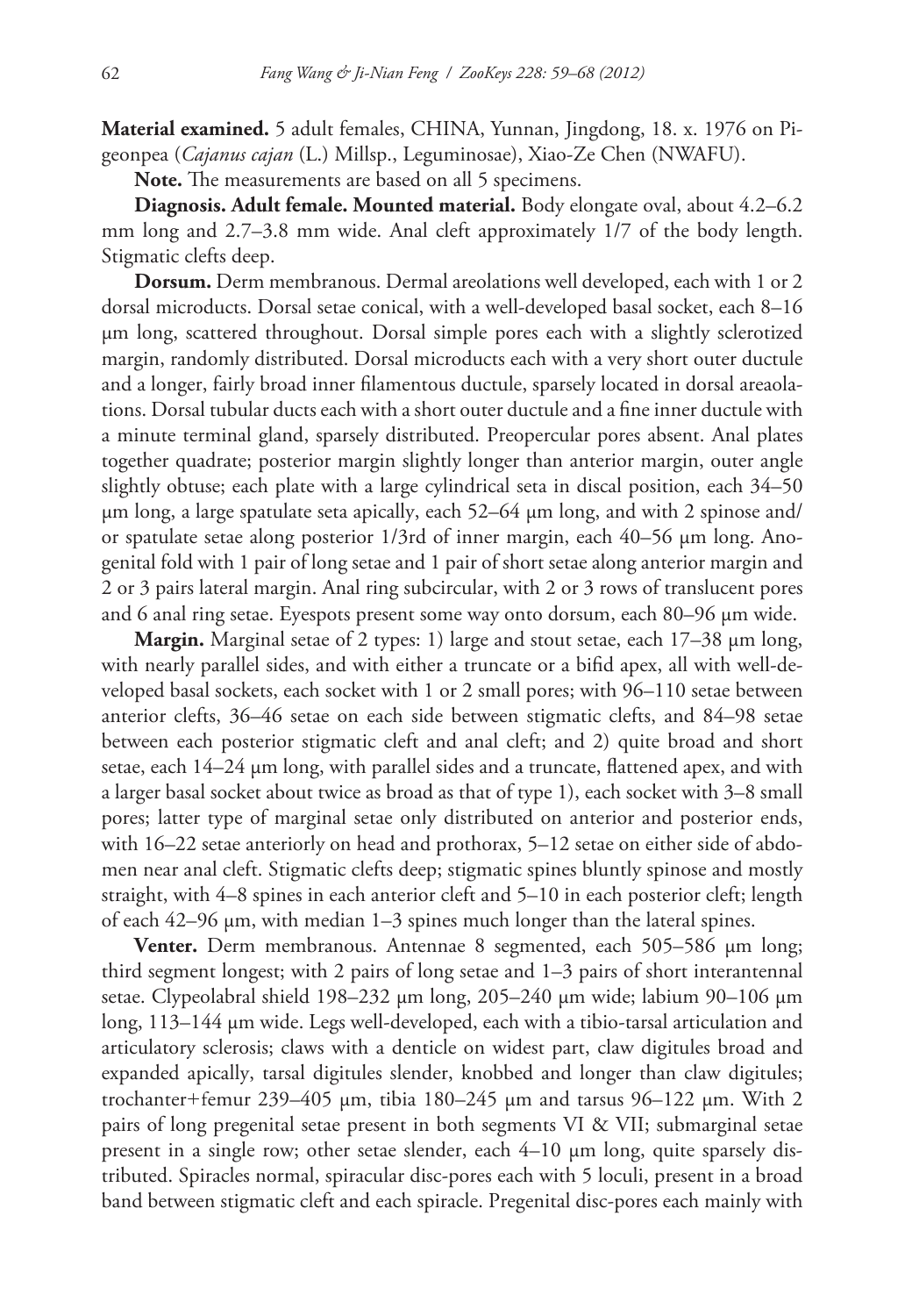**Material examined.** 5 adult females, CHINA, Yunnan, Jingdong, 18. x. 1976 on Pigeonpea (*Cajanus cajan* (L.) Millsp., Leguminosae), Xiao-Ze Chen (NWAFU).

**Note.** The measurements are based on all 5 specimens.

**Diagnosis. Adult female. Mounted material.** Body elongate oval, about 4.2–6.2 mm long and 2.7–3.8 mm wide. Anal cleft approximately 1/7 of the body length. Stigmatic clefts deep.

**Dorsum.** Derm membranous. Dermal areolations well developed, each with 1 or 2 dorsal microducts. Dorsal setae conical, with a well-developed basal socket, each 8–16 μm long, scattered throughout. Dorsal simple pores each with a slightly sclerotized margin, randomly distributed. Dorsal microducts each with a very short outer ductule and a longer, fairly broad inner filamentous ductule, sparsely located in dorsal areaolations. Dorsal tubular ducts each with a short outer ductule and a fine inner ductule with a minute terminal gland, sparsely distributed. Preopercular pores absent. Anal plates together quadrate; posterior margin slightly longer than anterior margin, outer angle slightly obtuse; each plate with a large cylindrical seta in discal position, each 34–50 μm long, a large spatulate seta apically, each 52–64 μm long, and with 2 spinose and/or spatulate setae along posterior 1/3rd of inner margin, each 40–56 μm long. Anogenital fold with 1 pair of long setae and 1 pair of short setae along anterior margin and 2 or 3 pairs lateral margin. Anal ring subcircular, with 2 or 3 rows of translucent pores and 6 anal ring setae. Eyespots present some way onto dorsum, each 80–96 μm wide.

**Margin.** Marginal setae of 2 types: 1) large and stout setae, each 17–38 μm long, with nearly parallel sides, and with either a truncate or a bifid apex, all with well-developed basal sockets, each socket with 1 or 2 small pores; with 96–110 setae between anterior clefts, 36–46 setae on each side between stigmatic clefts, and 84–98 setae between each posterior stigmatic cleft and anal cleft; and 2) quite broad and short setae, each 14–24 μm long, with parallel sides and a truncate, flattened apex, and with a larger basal socket about twice as broad as that of type 1), each socket with 3–8 small pores; latter type of marginal setae only distributed on anterior and posterior ends, with 16–22 setae anteriorly on head and prothorax, 5–12 setae on either side of abdomen near anal cleft. Stigmatic clefts deep; stigmatic spines bluntly spinose and mostly straight, with 4–8 spines in each anterior cleft and 5–10 in each posterior cleft; length of each 42–96 μm, with median 1–3 spines much longer than the lateral spines.

**Venter.** Derm membranous. Antennae 8 segmented, each 505–586 μm long; third segment longest; with 2 pairs of long setae and 1–3 pairs of short interantennal setae. Clypeolabral shield 198–232 μm long, 205–240 μm wide; labium 90–106 μm long, 113–144 μm wide. Legs well-developed, each with a tibio-tarsal articulation and articulatory sclerosis; claws with a denticle on widest part, claw digitules broad and expanded apically, tarsal digitules slender, knobbed and longer than claw digitules; trochanter+femur 239–405 μm, tibia 180–245 μm and tarsus 96–122 μm. With 2 pairs of long pregenital setae present in both segments VI & VII; submarginal setae present in a single row; other setae slender, each 4–10 μm long, quite sparsely distributed. Spiracles normal, spiracular disc-pores each with 5 loculi, present in a broad band between stigmatic cleft and each spiracle. Pregenital disc-pores each mainly with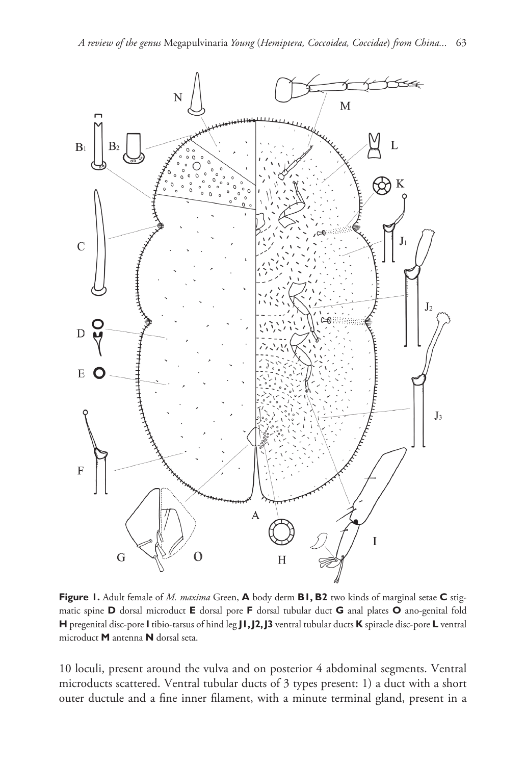**Figure 1.** Adult female of *M. maxima* Green, **A** body derm **B1, B2** two kinds of marginal setae **C** stigmatic spine **D** dorsal microduct **E** dorsal pore **F** dorsal tubular duct **G** anal plates **O** ano-genital fold **H** pregenital disc-pore **I** tibio-tarsus of hind leg **J1, J2, J3** ventral tubular ducts **K** spiracle disc-pore **L** ventral microduct **M** antenna **N** dorsal seta.

10 loculi, present around the vulva and on posterior 4 abdominal segments. Ventral microducts scattered. Ventral tubular ducts of 3 types present: 1) a duct with a short outer ductule and a fine inner filament, with a minute terminal gland, present in a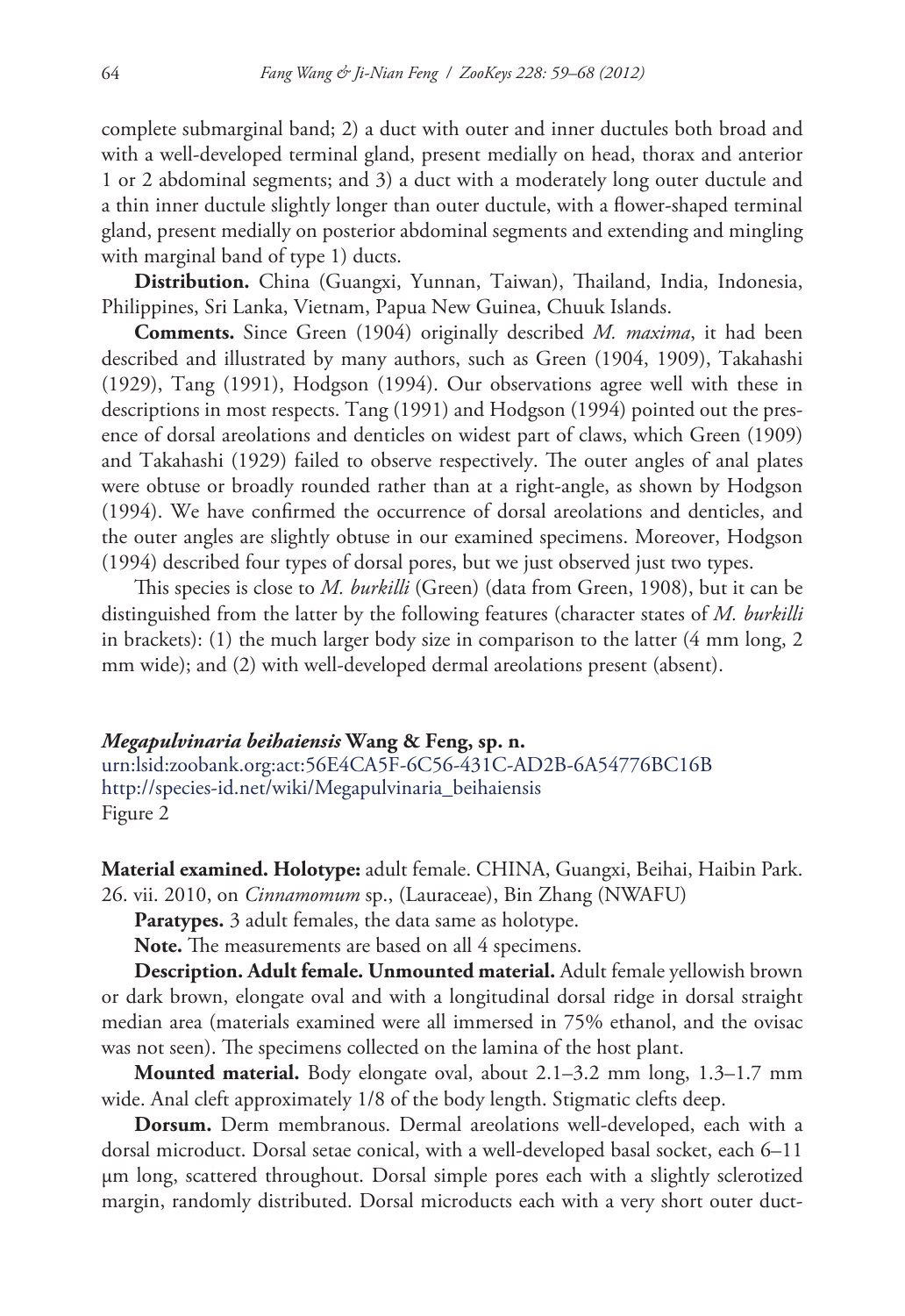complete submarginal band; 2) a duct with outer and inner ductules both broad and with a well-developed terminal gland, present medially on head, thorax and anterior 1 or 2 abdominal segments; and 3) a duct with a moderately long outer ductule and a thin inner ductule slightly longer than outer ductule, with a flower-shaped terminal gland, present medially on posterior abdominal segments and extending and mingling with marginal band of type 1) ducts.

**Distribution.** China (Guangxi, Yunnan, Taiwan), Thailand, India, Indonesia, Philippines, Sri Lanka, Vietnam, Papua New Guinea, Chuuk Islands.

**Comments.** Since Green (1904) originally described *M. maxima*, it had been described and illustrated by many authors, such as Green (1904, 1909), Takahashi (1929), Tang (1991), Hodgson (1994). Our observations agree well with these in descriptions in most respects. Tang (1991) and Hodgson (1994) pointed out the presence of dorsal areolations and denticles on widest part of claws, which Green (1909) and Takahashi (1929) failed to observe respectively. The outer angles of anal plates were obtuse or broadly rounded rather than at a right-angle, as shown by Hodgson (1994). We have confirmed the occurrence of dorsal areolations and denticles, and the outer angles are slightly obtuse in our examined specimens. Moreover, Hodgson (1994) described four types of dorsal pores, but we just observed just two types.

This species is close to *M. burkilli* (Green) (data from Green, 1908), but it can be distinguished from the latter by the following features (character states of *M. burkilli* in brackets): (1) the much larger body size in comparison to the latter (4 mm long, 2 mm wide); and (2) with well-developed dermal areolations present (absent).

### *Megapulvinaria beihaiensis* Wang & Feng, sp. n.

urn:lsid:zoobank.org:act:56E4CA5F-6C56-431C-AD2B-6A54776BC16B
http://species-id.net/wiki/Megapulvinaria_beihaiensis
Figure 2

**Material examined. Holotype:** adult female. CHINA, Guangxi, Beihai, Haibin Park. 26. vii. 2010, on *Cinnamomum* sp., (Lauraceae), Bin Zhang (NWAFU)

**Paratypes.** 3 adult females, the data same as holotype.

**Note.** The measurements are based on all 4 specimens.

**Description. Adult female. Unmounted material.** Adult female yellowish brown or dark brown, elongate oval and with a longitudinal dorsal ridge in dorsal straight median area (materials examined were all immersed in 75% ethanol, and the ovisac was not seen). The specimens collected on the lamina of the host plant.

**Mounted material.** Body elongate oval, about 2.1–3.2 mm long, 1.3–1.7 mm wide. Anal cleft approximately 1/8 of the body length. Stigmatic clefts deep.

**Dorsum.** Derm membranous. Dermal areolations well-developed, each with a dorsal microduct. Dorsal setae conical, with a well-developed basal socket, each 6–11 μm long, scattered throughout. Dorsal simple pores each with a slightly sclerotized margin, randomly distributed. Dorsal microducts each with a very short outer duct-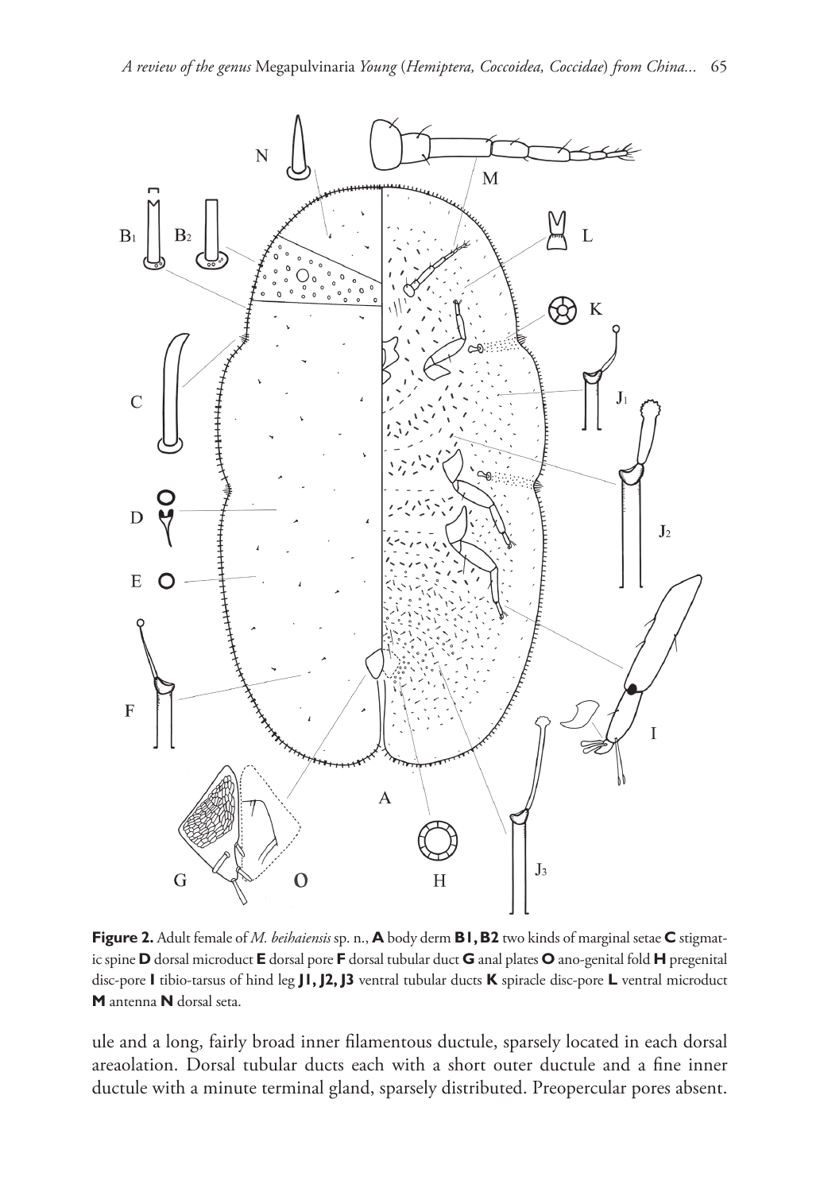**Figure 2.** Adult female of *M. beihaiensis* sp. n., **A** body derm **B1, B2** two kinds of marginal setae **C** stigmatic spine **D** dorsal microduct **E** dorsal pore **F** dorsal tubular duct **G** anal plates **O** ano-genital fold **H** pregenital disc-pore **I** tibio-tarsus of hind leg **J1, J2, J3** ventral tubular ducts **K** spiracle disc-pore **L** ventral microduct **M** antenna **N** dorsal seta.

ule and a long, fairly broad inner filamentous ductule, sparsely located in each dorsal areaolation. Dorsal tubular ducts each with a short outer ductule and a fine inner ductule with a minute terminal gland, sparsely distributed. Preopercular pores absent.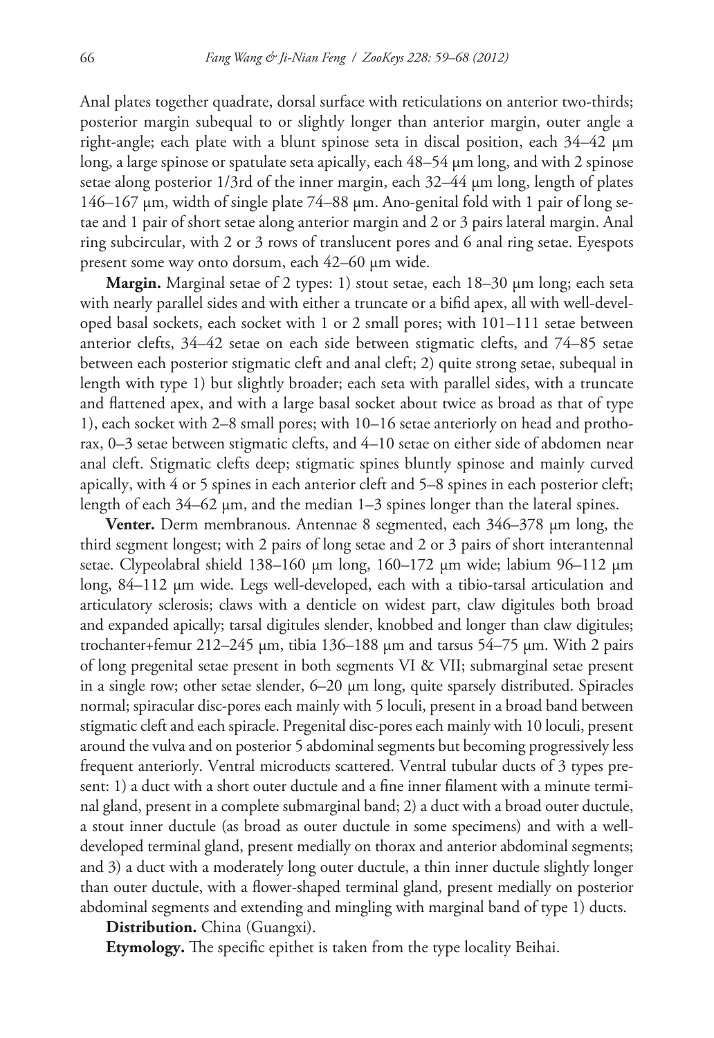Anal plates together quadrate, dorsal surface with reticulations on anterior two-thirds; posterior margin subequal to or slightly longer than anterior margin, outer angle a right-angle; each plate with a blunt spinose seta in discal position, each 34–42 µm long, a large spinose or spatulate seta apically, each 48–54 µm long, and with 2 spinose setae along posterior 1/3rd of the inner margin, each 32–44 µm long, length of plates 146–167 µm, width of single plate 74–88 µm. Ano-genital fold with 1 pair of long setae and 1 pair of short setae along anterior margin and 2 or 3 pairs lateral margin. Anal ring subcircular, with 2 or 3 rows of translucent pores and 6 anal ring setae. Eyespots present some way onto dorsum, each 42–60 µm wide.

**Margin.** Marginal setae of 2 types: 1) stout setae, each 18–30 µm long; each seta with nearly parallel sides and with either a truncate or a bifid apex, all with well-developed basal sockets, each socket with 1 or 2 small pores; with 101–111 setae between anterior clefts, 34–42 setae on each side between stigmatic clefts, and 74–85 setae between each posterior stigmatic cleft and anal cleft; 2) quite strong setae, subequal in length with type 1) but slightly broader; each seta with parallel sides, with a truncate and flattened apex, and with a large basal socket about twice as broad as that of type 1), each socket with 2–8 small pores; with 10–16 setae anteriorly on head and prothorax, 0–3 setae between stigmatic clefts, and 4–10 setae on either side of abdomen near anal cleft. Stigmatic clefts deep; stigmatic spines bluntly spinose and mainly curved apically, with 4 or 5 spines in each anterior cleft and 5–8 spines in each posterior cleft; length of each 34–62 µm, and the median 1–3 spines longer than the lateral spines.

**Venter.** Derm membranous. Antennae 8 segmented, each 346–378 µm long, the third segment longest; with 2 pairs of long setae and 2 or 3 pairs of short interantennal setae. Clypeolabral shield 138–160 µm long, 160–172 µm wide; labium 96–112 µm long, 84–112 µm wide. Legs well-developed, each with a tibio-tarsal articulation and articulatory sclerosis; claws with a denticle on widest part, claw digitules both broad and expanded apically; tarsal digitules slender, knobbed and longer than claw digitules; trochanter+femur 212–245 µm, tibia 136–188 µm and tarsus 54–75 µm. With 2 pairs of long pregenital setae present in both segments VI & VII; submarginal setae present in a single row; other setae slender, 6–20 µm long, quite sparsely distributed. Spiracles normal; spiracular disc-pores each mainly with 5 loculi, present in a broad band between stigmatic cleft and each spiracle. Pregenital disc-pores each mainly with 10 loculi, present around the vulva and on posterior 5 abdominal segments but becoming progressively less frequent anteriorly. Ventral microducts scattered. Ventral tubular ducts of 3 types present: 1) a duct with a short outer ductule and a fine inner filament with a minute terminal gland, present in a complete submarginal band; 2) a duct with a broad outer ductule, a stout inner ductule (as broad as outer ductule in some specimens) and with a well-developed terminal gland, present medially on thorax and anterior abdominal segments; and 3) a duct with a moderately long outer ductule, a thin inner ductule slightly longer than outer ductule, with a flower-shaped terminal gland, present medially on posterior abdominal segments and extending and mingling with marginal band of type 1) ducts.

**Distribution.** China (Guangxi).

**Etymology.** The specific epithet is taken from the type locality Beihai.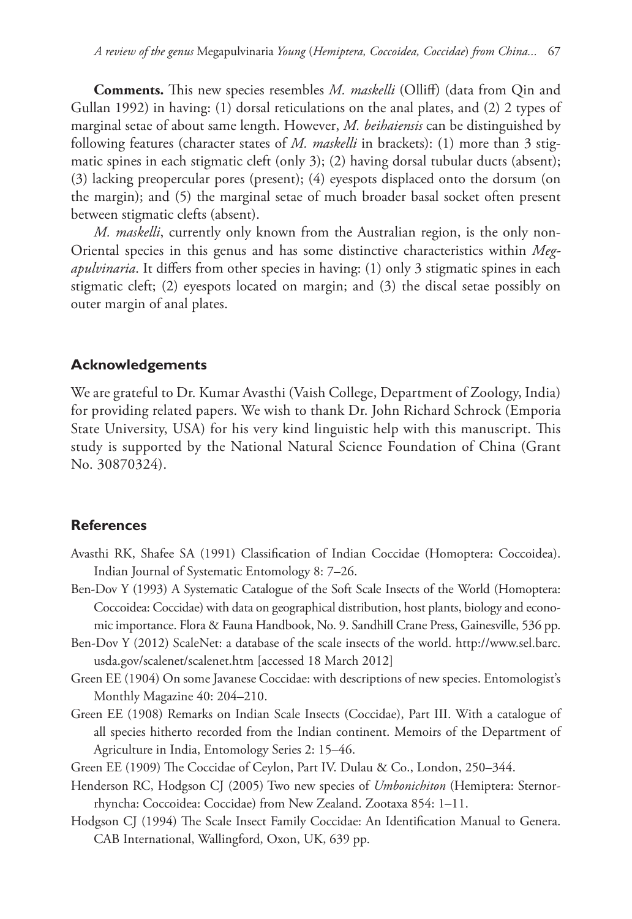**Comments.** This new species resembles *M. maskelli* (Olliff) (data from Qin and Gullan 1992) in having: (1) dorsal reticulations on the anal plates, and (2) 2 types of marginal setae of about same length. However, *M. beihaiensis* can be distinguished by following features (character states of *M. maskelli* in brackets): (1) more than 3 stigmatic spines in each stigmatic cleft (only 3); (2) having dorsal tubular ducts (absent); (3) lacking preopercular pores (present); (4) eyespots displaced onto the dorsum (on the margin); and (5) the marginal setae of much broader basal socket often present between stigmatic clefts (absent).

*M. maskelli*, currently only known from the Australian region, is the only non-Oriental species in this genus and has some distinctive characteristics within *Megapulvinaria*. It differs from other species in having: (1) only 3 stigmatic spines in each stigmatic cleft; (2) eyespots located on margin; and (3) the discal setae possibly on outer margin of anal plates.

## Acknowledgements

We are grateful to Dr. Kumar Avasthi (Vaish College, Department of Zoology, India) for providing related papers. We wish to thank Dr. John Richard Schrock (Emporia State University, USA) for his very kind linguistic help with this manuscript. This study is supported by the National Natural Science Foundation of China (Grant No. 30870324).

## References

Avasthi RK, Shafee SA (1991) Classification of Indian Coccidae (Homoptera: Coccoidea). Indian Journal of Systematic Entomology 8: 7–26.

Ben-Dov Y (1993) A Systematic Catalogue of the Soft Scale Insects of the World (Homoptera: Coccoidea: Coccidae) with data on geographical distribution, host plants, biology and economic importance. Flora & Fauna Handbook, No. 9. Sandhill Crane Press, Gainesville, 536 pp.

Ben-Dov Y (2012) ScaleNet: a database of the scale insects of the world. http://www.sel.barc.usda.gov/scalenet/scalenet.htm [accessed 18 March 2012]

Green EE (1904) On some Javanese Coccidae: with descriptions of new species. Entomologist's Monthly Magazine 40: 204–210.

Green EE (1908) Remarks on Indian Scale Insects (Coccidae), Part III. With a catalogue of all species hitherto recorded from the Indian continent. Memoirs of the Department of Agriculture in India, Entomology Series 2: 15–46.

Green EE (1909) The Coccidae of Ceylon, Part IV. Dulau & Co., London, 250–344.

Henderson RC, Hodgson CJ (2005) Two new species of *Umbonichiton* (Hemiptera: Sternorrhyncha: Coccoidea: Coccidae) from New Zealand. Zootaxa 854: 1–11.

Hodgson CJ (1994) The Scale Insect Family Coccidae: An Identification Manual to Genera. CAB International, Wallingford, Oxon, UK, 639 pp.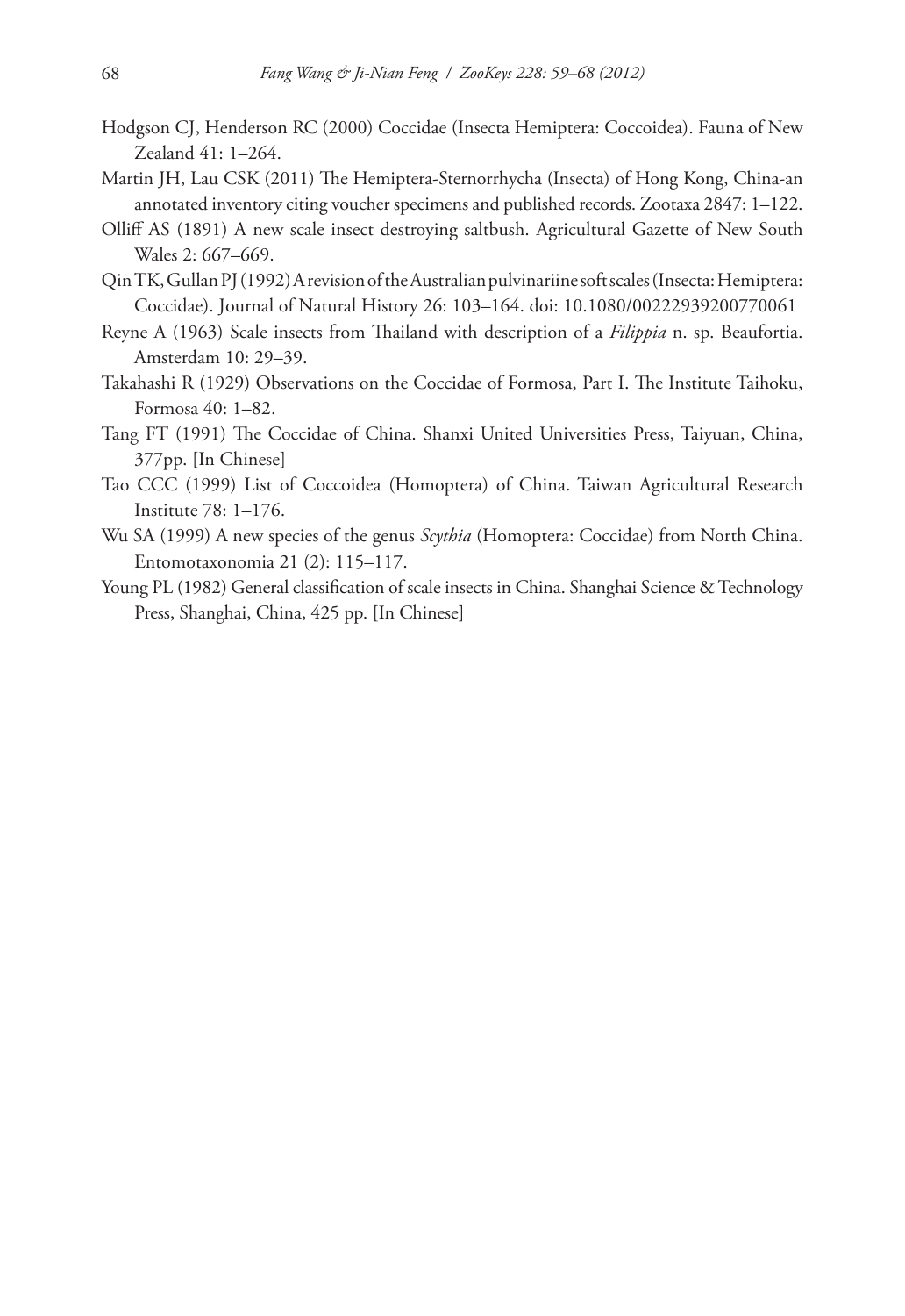Hodgson CJ, Henderson RC (2000) Coccidae (Insecta Hemiptera: Coccoidea). Fauna of New Zealand 41: 1–264.

Martin JH, Lau CSK (2011) The Hemiptera-Sternorrhycha (Insecta) of Hong Kong, China-an annotated inventory citing voucher specimens and published records. Zootaxa 2847: 1–122.

Olliff AS (1891) A new scale insect destroying saltbush. Agricultural Gazette of New South Wales 2: 667–669.

Qin TK, Gullan PJ (1992) A revision of the Australian pulvinariine soft scales (Insecta: Hemiptera: Coccidae). Journal of Natural History 26: 103–164. doi: 10.1080/00222939200770061

Reyne A (1963) Scale insects from Thailand with description of a *Filippia* n. sp. Beaufortia. Amsterdam 10: 29–39.

Takahashi R (1929) Observations on the Coccidae of Formosa, Part I. The Institute Taihoku, Formosa 40: 1–82.

Tang FT (1991) The Coccidae of China. Shanxi United Universities Press, Taiyuan, China, 377pp. [In Chinese]

Tao CCC (1999) List of Coccoidea (Homoptera) of China. Taiwan Agricultural Research Institute 78: 1–176.

Wu SA (1999) A new species of the genus *Scythia* (Homoptera: Coccidae) from North China. Entomotaxonomia 21 (2): 115–117.

Young PL (1982) General classification of scale insects in China. Shanghai Science & Technology Press, Shanghai, China, 425 pp. [In Chinese]